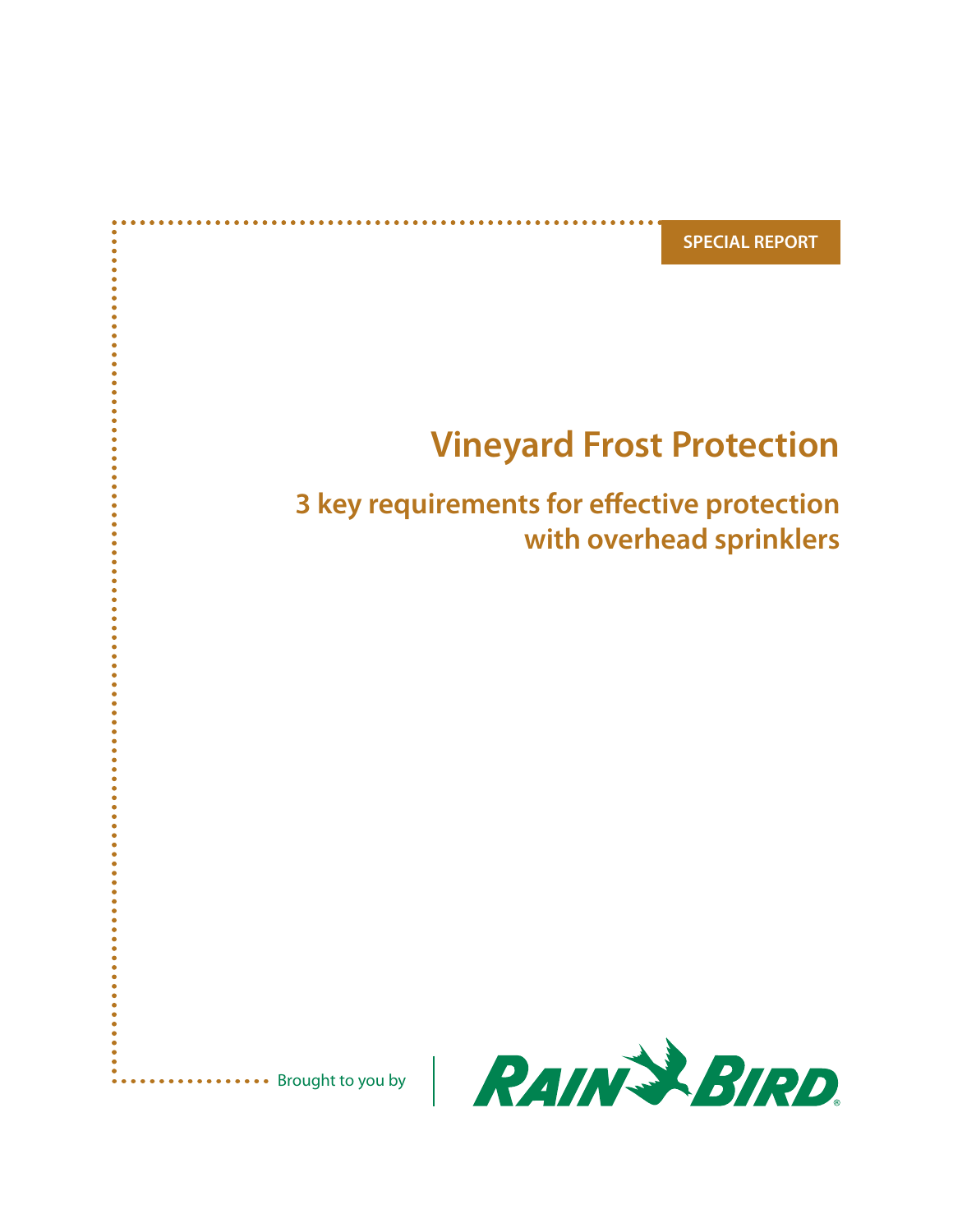SPECIAL REPORT

# Vineyard Frost Protection

## 3 key requirements for effective protection with overhead sprinklers

Brought to you by RAIN BIRD®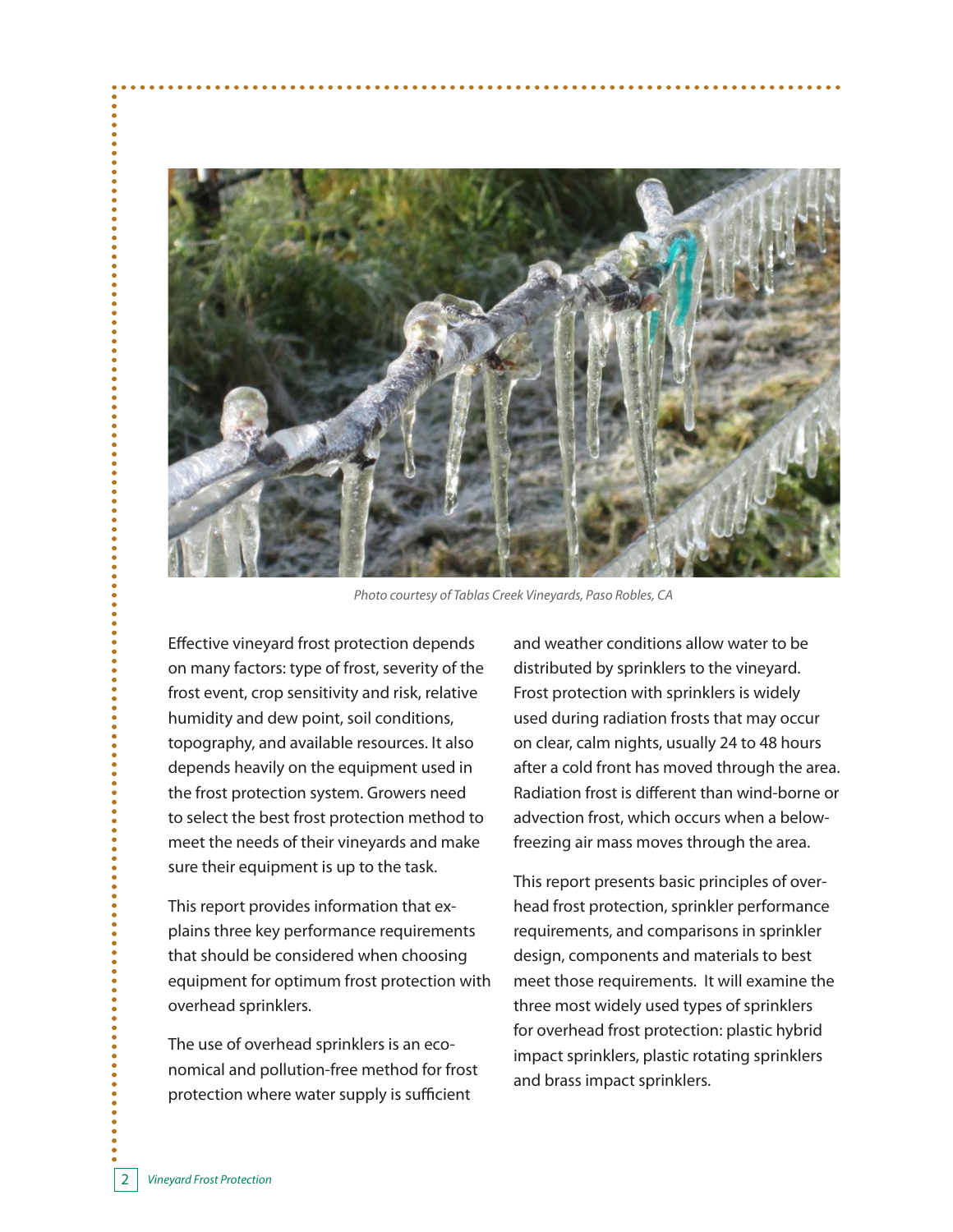*Photo courtesy of Tablas Creek Vineyards, Paso Robles, CA*

Effective vineyard frost protection depends on many factors: type of frost, severity of the frost event, crop sensitivity and risk, relative humidity and dew point, soil conditions, topography, and available resources. It also depends heavily on the equipment used in the frost protection system. Growers need to select the best frost protection method to meet the needs of their vineyards and make sure their equipment is up to the task.

This report provides information that explains three key performance requirements that should be considered when choosing equipment for optimum frost protection with overhead sprinklers.

The use of overhead sprinklers is an economical and pollution-free method for frost protection where water supply is sufficient and weather conditions allow water to be distributed by sprinklers to the vineyard. Frost protection with sprinklers is widely used during radiation frosts that may occur on clear, calm nights, usually 24 to 48 hours after a cold front has moved through the area. Radiation frost is different than wind-borne or advection frost, which occurs when a below-freezing air mass moves through the area.

This report presents basic principles of overhead frost protection, sprinkler performance requirements, and comparisons in sprinkler design, components and materials to best meet those requirements. It will examine the three most widely used types of sprinklers for overhead frost protection: plastic hybrid impact sprinklers, plastic rotating sprinklers and brass impact sprinklers.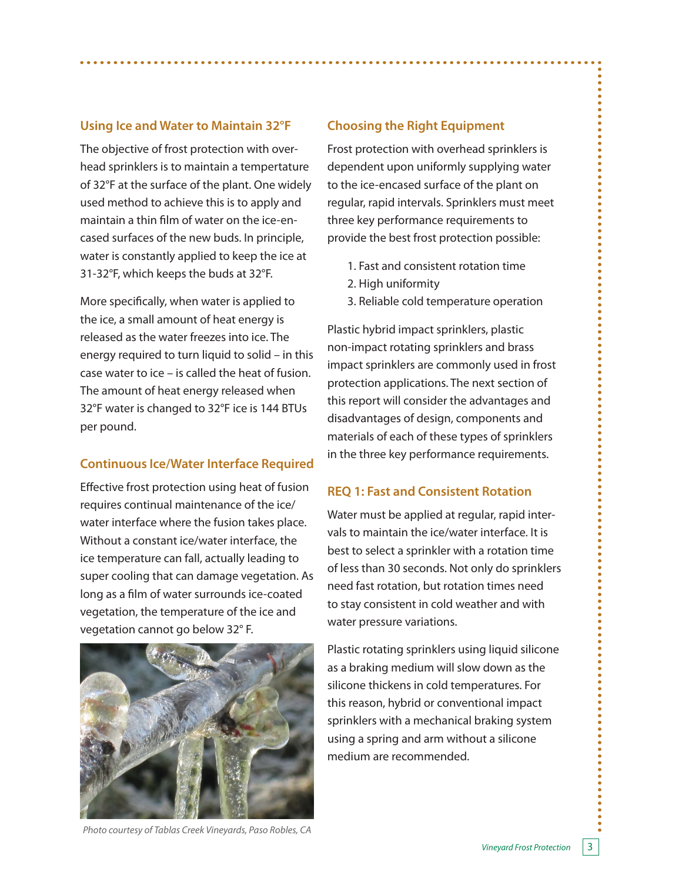## Using Ice and Water to Maintain 32°F

The objective of frost protection with overhead sprinklers is to maintain a tempertature of 32°F at the surface of the plant. One widely used method to achieve this is to apply and maintain a thin film of water on the ice-encased surfaces of the new buds. In principle, water is constantly applied to keep the ice at 31-32°F, which keeps the buds at 32°F.

More specifically, when water is applied to the ice, a small amount of heat energy is released as the water freezes into ice. The energy required to turn liquid to solid – in this case water to ice – is called the heat of fusion. The amount of heat energy released when 32°F water is changed to 32°F ice is 144 BTUs per pound.

## Continuous Ice/Water Interface Required

Effective frost protection using heat of fusion requires continual maintenance of the ice/water interface where the fusion takes place. Without a constant ice/water interface, the ice temperature can fall, actually leading to super cooling that can damage vegetation. As long as a film of water surrounds ice-coated vegetation, the temperature of the ice and vegetation cannot go below 32° F.

*Photo courtesy of Tablas Creek Vineyards, Paso Robles, CA*

## Choosing the Right Equipment

Frost protection with overhead sprinklers is dependent upon uniformly supplying water to the ice-encased surface of the plant on regular, rapid intervals. Sprinklers must meet three key performance requirements to provide the best frost protection possible:

1. Fast and consistent rotation time
2. High uniformity
3. Reliable cold temperature operation

Plastic hybrid impact sprinklers, plastic non-impact rotating sprinklers and brass impact sprinklers are commonly used in frost protection applications. The next section of this report will consider the advantages and disadvantages of design, components and materials of each of these types of sprinklers in the three key performance requirements.

## REQ 1: Fast and Consistent Rotation

Water must be applied at regular, rapid intervals to maintain the ice/water interface. It is best to select a sprinkler with a rotation time of less than 30 seconds. Not only do sprinklers need fast rotation, but rotation times need to stay consistent in cold weather and with water pressure variations.

Plastic rotating sprinklers using liquid silicone as a braking medium will slow down as the silicone thickens in cold temperatures. For this reason, hybrid or conventional impact sprinklers with a mechanical braking system using a spring and arm without a silicone medium are recommended.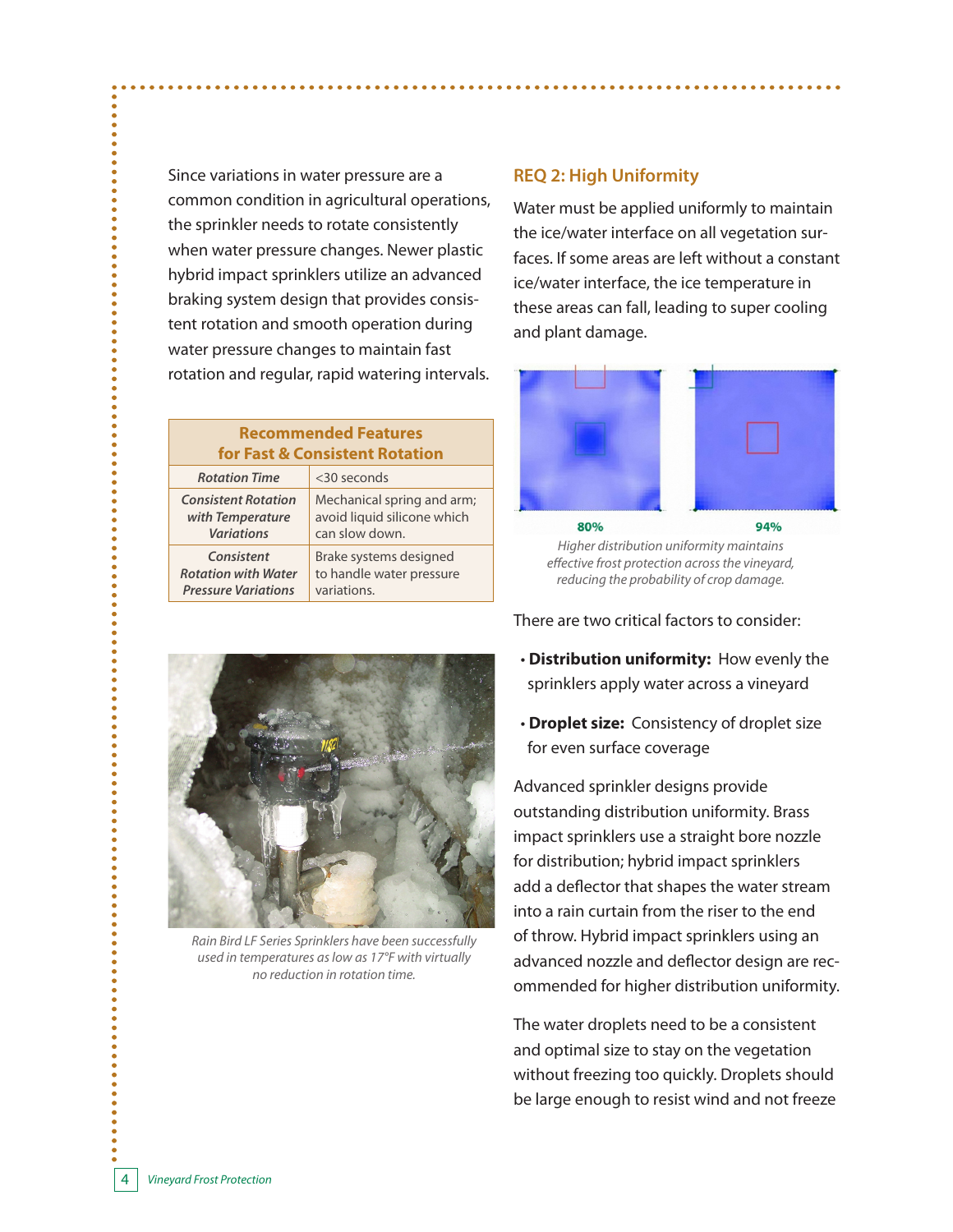Since variations in water pressure are a common condition in agricultural operations, the sprinkler needs to rotate consistently when water pressure changes. Newer plastic hybrid impact sprinklers utilize an advanced braking system design that provides consistent rotation and smooth operation during water pressure changes to maintain fast rotation and regular, rapid watering intervals.

| Recommended Features for Fast & Consistent Rotation | |
|---|---|
| *Rotation Time* | <30 seconds |
| *Consistent Rotation with Temperature Variations* | Mechanical spring and arm; avoid liquid silicone which can slow down. |
| *Consistent Rotation with Water Pressure Variations* | Brake systems designed to handle water pressure variations. |

*Rain Bird LF Series Sprinklers have been successfully used in temperatures as low as 17°F with virtually no reduction in rotation time.*

## REQ 2: High Uniformity

Water must be applied uniformly to maintain the ice/water interface on all vegetation surfaces. If some areas are left without a constant ice/water interface, the ice temperature in these areas can fall, leading to super cooling and plant damage.

80% 94%

*Higher distribution uniformity maintains effective frost protection across the vineyard, reducing the probability of crop damage.*

There are two critical factors to consider:

- **Distribution uniformity:** How evenly the sprinklers apply water across a vineyard
- **Droplet size:** Consistency of droplet size for even surface coverage

Advanced sprinkler designs provide outstanding distribution uniformity. Brass impact sprinklers use a straight bore nozzle for distribution; hybrid impact sprinklers add a deflector that shapes the water stream into a rain curtain from the riser to the end of throw. Hybrid impact sprinklers using an advanced nozzle and deflector design are recommended for higher distribution uniformity.

The water droplets need to be a consistent and optimal size to stay on the vegetation without freezing too quickly. Droplets should be large enough to resist wind and not freeze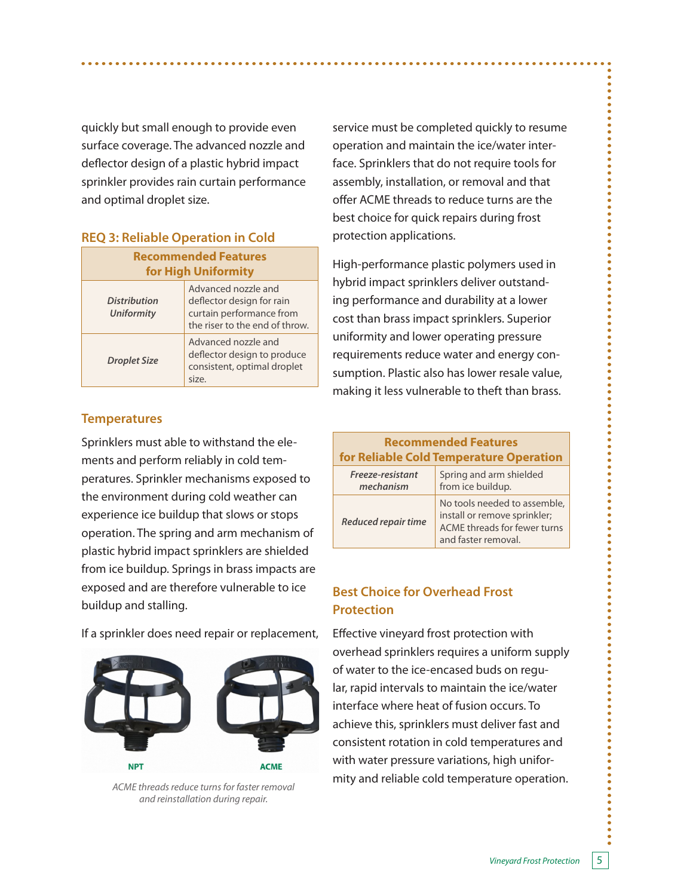quickly but small enough to provide even surface coverage. The advanced nozzle and deflector design of a plastic hybrid impact sprinkler provides rain curtain performance and optimal droplet size.

### REQ 3: Reliable Operation in Cold

| Recommended Features for High Uniformity | |
|---|---|
| *Distribution Uniformity* | Advanced nozzle and deflector design for rain curtain performance from the riser to the end of throw. |
| *Droplet Size* | Advanced nozzle and deflector design to produce consistent, optimal droplet size. |

### Temperatures

Sprinklers must able to withstand the elements and perform reliably in cold temperatures. Sprinkler mechanisms exposed to the environment during cold weather can experience ice buildup that slows or stops operation. The spring and arm mechanism of plastic hybrid impact sprinklers are shielded from ice buildup. Springs in brass impacts are exposed and are therefore vulnerable to ice buildup and stalling.

If a sprinkler does need repair or replacement, service must be completed quickly to resume operation and maintain the ice/water interface. Sprinklers that do not require tools for assembly, installation, or removal and that offer ACME threads to reduce turns are the best choice for quick repairs during frost protection applications.

NPT ACME

*ACME threads reduce turns for faster removal and reinstallation during repair.*

High-performance plastic polymers used in hybrid impact sprinklers deliver outstanding performance and durability at a lower cost than brass impact sprinklers. Superior uniformity and lower operating pressure requirements reduce water and energy consumption. Plastic also has lower resale value, making it less vulnerable to theft than brass.

| Recommended Features for Reliable Cold Temperature Operation | |
|---|---|
| *Freeze-resistant mechanism* | Spring and arm shielded from ice buildup. |
| *Reduced repair time* | No tools needed to assemble, install or remove sprinkler; ACME threads for fewer turns and faster removal. |

### Best Choice for Overhead Frost Protection

Effective vineyard frost protection with overhead sprinklers requires a uniform supply of water to the ice-encased buds on regular, rapid intervals to maintain the ice/water interface where heat of fusion occurs. To achieve this, sprinklers must deliver fast and consistent rotation in cold temperatures and with water pressure variations, high uniformity and reliable cold temperature operation.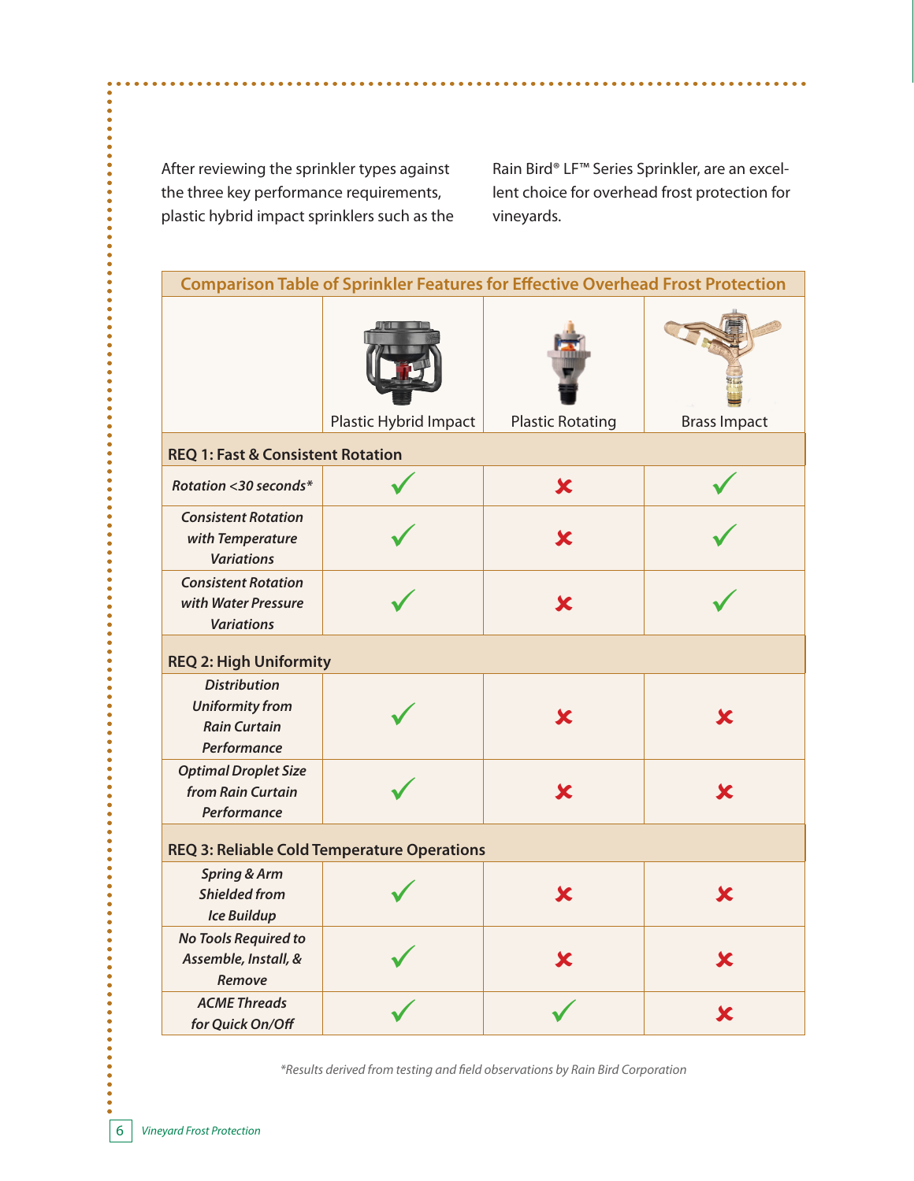After reviewing the sprinkler types against the three key performance requirements, plastic hybrid impact sprinklers such as the Rain Bird® LF™ Series Sprinkler, are an excellent choice for overhead frost protection for vineyards.

**Comparison Table of Sprinkler Features for Effective Overhead Frost Protection**

| | Plastic Hybrid Impact | Plastic Rotating | Brass Impact |
|---|---|---|---|
| **REQ 1: Fast & Consistent Rotation** | | | |
| *Rotation <30 seconds** | ✓ | ✗ | ✓ |
| *Consistent Rotation with Temperature Variations* | ✓ | ✗ | ✓ |
| *Consistent Rotation with Water Pressure Variations* | ✓ | ✗ | ✓ |
| **REQ 2: High Uniformity** | | | |
| *Distribution Uniformity from Rain Curtain Performance* | ✓ | ✗ | ✗ |
| *Optimal Droplet Size from Rain Curtain Performance* | ✓ | ✗ | ✗ |
| **REQ 3: Reliable Cold Temperature Operations** | | | |
| *Spring & Arm Shielded from Ice Buildup* | ✓ | ✗ | ✗ |
| *No Tools Required to Assemble, Install, & Remove* | ✓ | ✗ | ✗ |
| *ACME Threads for Quick On/Off* | ✓ | ✓ | ✗ |

*\*Results derived from testing and field observations by Rain Bird Corporation*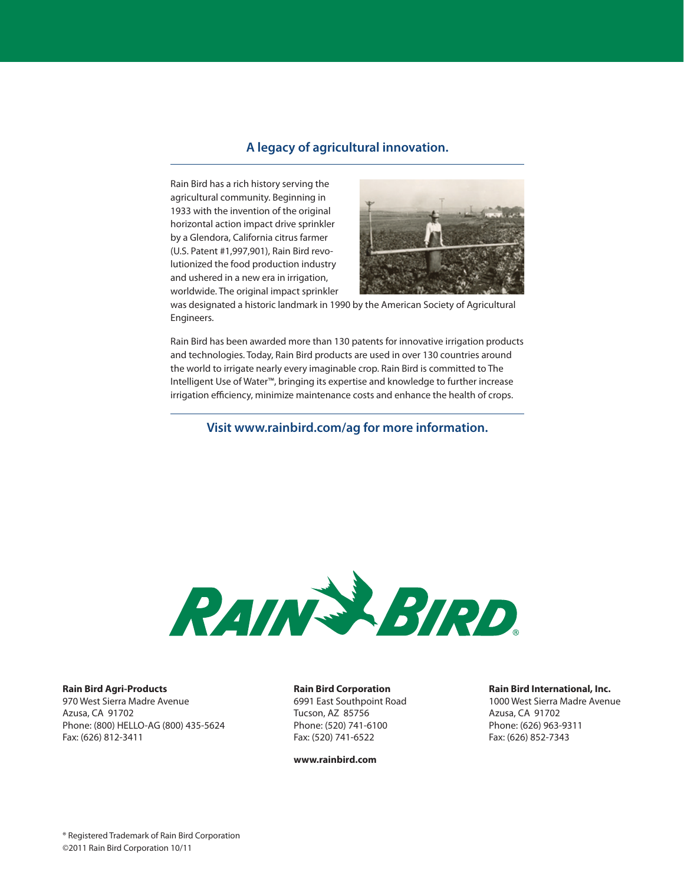## A legacy of agricultural innovation.

Rain Bird has a rich history serving the agricultural community. Beginning in 1933 with the invention of the original horizontal action impact drive sprinkler by a Glendora, California citrus farmer (U.S. Patent #1,997,901), Rain Bird revolutionized the food production industry and ushered in a new era in irrigation, worldwide. The original impact sprinkler was designated a historic landmark in 1990 by the American Society of Agricultural Engineers.

Rain Bird has been awarded more than 130 patents for innovative irrigation products and technologies. Today, Rain Bird products are used in over 130 countries around the world to irrigate nearly every imaginable crop. Rain Bird is committed to The Intelligent Use of Water™, bringing its expertise and knowledge to further increase irrigation efficiency, minimize maintenance costs and enhance the health of crops.

**Visit www.rainbird.com/ag for more information.**

RAIN BIRD®

**Rain Bird Agri-Products**
970 West Sierra Madre Avenue
Azusa, CA 91702
Phone: (800) HELLO-AG (800) 435-5624
Fax: (626) 812-3411

**Rain Bird Corporation**
6991 East Southpoint Road
Tucson, AZ 85756
Phone: (520) 741-6100
Fax: (520) 741-6522

**www.rainbird.com**

**Rain Bird International, Inc.**
1000 West Sierra Madre Avenue
Azusa, CA 91702
Phone: (626) 963-9311
Fax: (626) 852-7343

® Registered Trademark of Rain Bird Corporation
©2011 Rain Bird Corporation 10/11